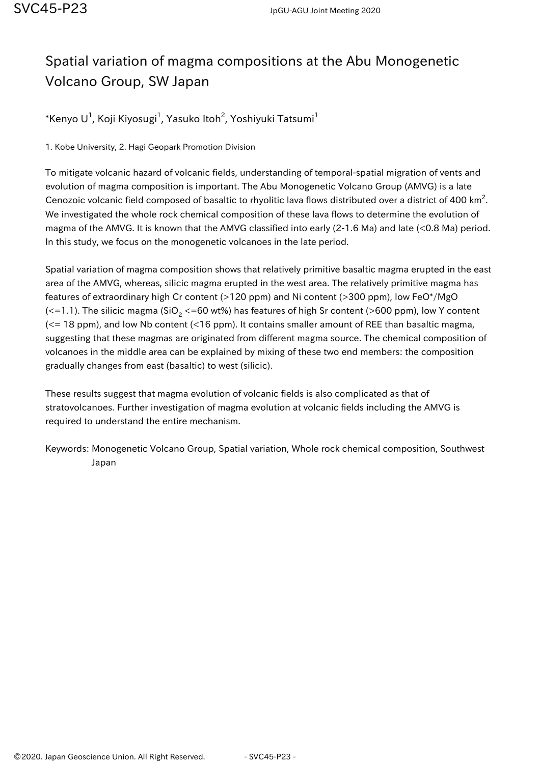# Spatial variation of magma compositions at the Abu Monogenetic Volcano Group, SW Japan

*Kenyo U[1], Koji Kiyosugi[1], Yasuko Itoh[2], Yoshiyuki Tatsumi[1]

1. Kobe University, 2. Hagi Geopark Promotion Division

To mitigate volcanic hazard of volcanic fields, understanding of temporal-spatial migration of vents and evolution of magma composition is important. The Abu Monogenetic Volcano Group (AMVG) is a late Cenozoic volcanic field composed of basaltic to rhyolitic lava flows distributed over a district of 400 $km^2$. We investigated the whole rock chemical composition of these lava flows to determine the evolution of magma of the AMVG. It is known that the AMVG classified into early (2-1.6 Ma) and late (<0.8 Ma) period. In this study, we focus on the monogenetic volcanoes in the late period.

Spatial variation of magma composition shows that relatively primitive basaltic magma erupted in the east area of the AMVG, whereas, silicic magma erupted in the west area. The relatively primitive magma has features of extraordinary high Cr content (>120 ppm) and Ni content (>300 ppm), low FeO*/MgO (<=1.1). The silicic magma ($SiO_2$ <=60 wt%) has features of high Sr content (>600 ppm), low Y content (<= 18 ppm), and low Nb content (<16 ppm). It contains smaller amount of REE than basaltic magma, suggesting that these magmas are originated from different magma source. The chemical composition of volcanoes in the middle area can be explained by mixing of these two end members: the composition gradually changes from east (basaltic) to west (silicic).

These results suggest that magma evolution of volcanic fields is also complicated as that of stratovolcanoes. Further investigation of magma evolution at volcanic fields including the AMVG is required to understand the entire mechanism.

Keywords: Monogenetic Volcano Group, Spatial variation, Whole rock chemical composition, Southwest Japan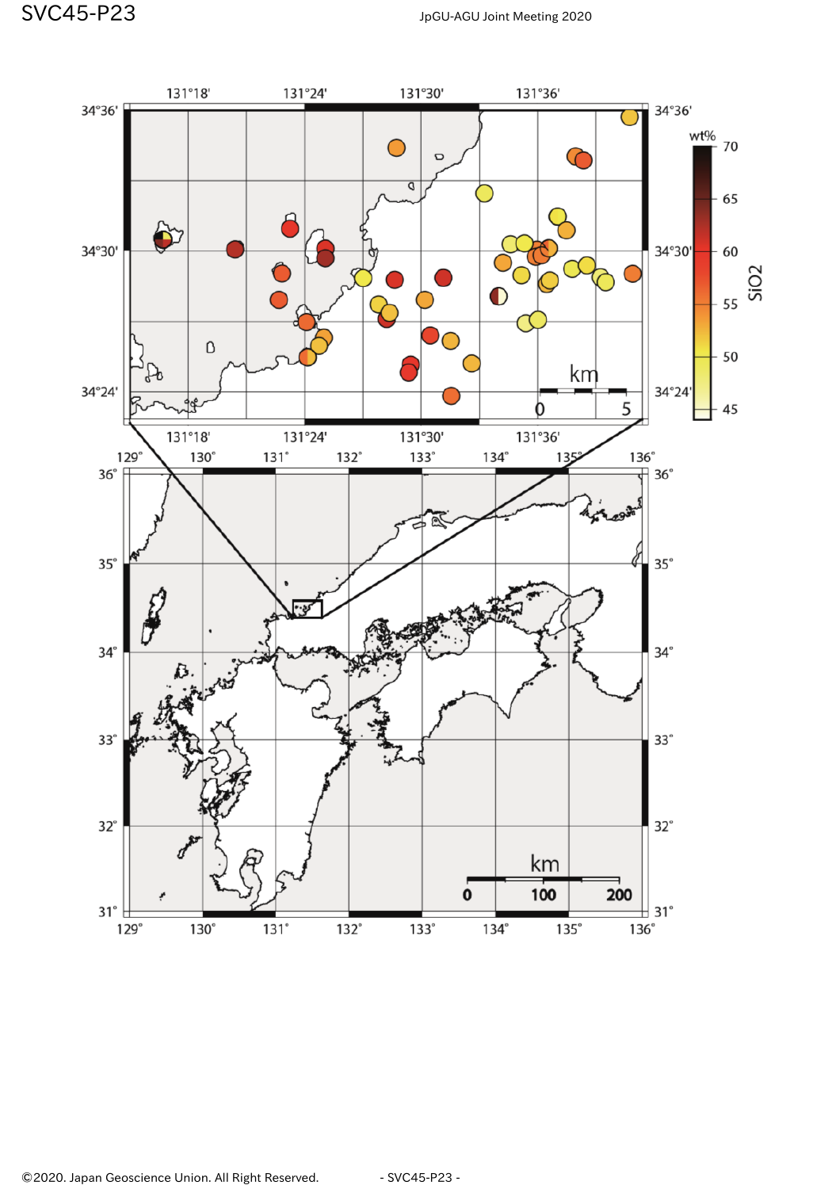131°18' 131°24' 131°30' 131°36'

34°36'

34°30'

34°24'

km

0 5

wt%

70

65

60

55

50

45

SiO2

129° 130° 131° 132° 133° 134° 135° 136°

36°

35°

34°

33°

32°

31°

km

0 100 200